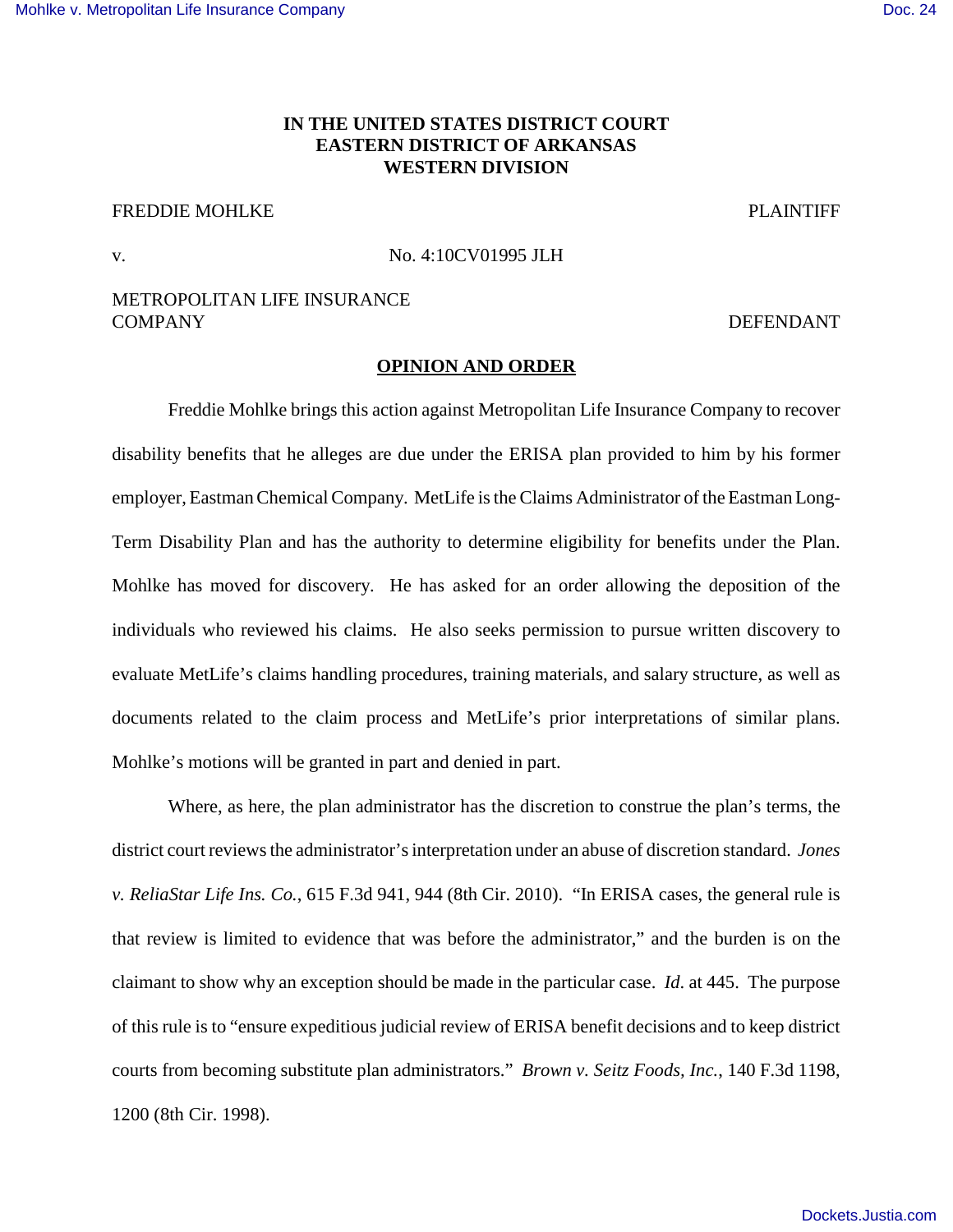**IN THE UNITED STATES DISTRICT COURT**
**EASTERN DISTRICT OF ARKANSAS**
**WESTERN DIVISION**

FREDDIE MOHLKE — PLAINTIFF

v. — No. 4:10CV01995 JLH

METROPOLITAN LIFE INSURANCE COMPANY — DEFENDANT

**OPINION AND ORDER**

Freddie Mohlke brings this action against Metropolitan Life Insurance Company to recover disability benefits that he alleges are due under the ERISA plan provided to him by his former employer, Eastman Chemical Company. MetLife is the Claims Administrator of the Eastman Long-Term Disability Plan and has the authority to determine eligibility for benefits under the Plan. Mohlke has moved for discovery. He has asked for an order allowing the deposition of the individuals who reviewed his claims. He also seeks permission to pursue written discovery to evaluate MetLife's claims handling procedures, training materials, and salary structure, as well as documents related to the claim process and MetLife's prior interpretations of similar plans. Mohlke's motions will be granted in part and denied in part.

Where, as here, the plan administrator has the discretion to construe the plan's terms, the district court reviews the administrator's interpretation under an abuse of discretion standard. *Jones v. ReliaStar Life Ins. Co.*, 615 F.3d 941, 944 (8th Cir. 2010). "In ERISA cases, the general rule is that review is limited to evidence that was before the administrator," and the burden is on the claimant to show why an exception should be made in the particular case. *Id.* at 445. The purpose of this rule is to "ensure expeditious judicial review of ERISA benefit decisions and to keep district courts from becoming substitute plan administrators." *Brown v. Seitz Foods, Inc.*, 140 F.3d 1198, 1200 (8th Cir. 1998).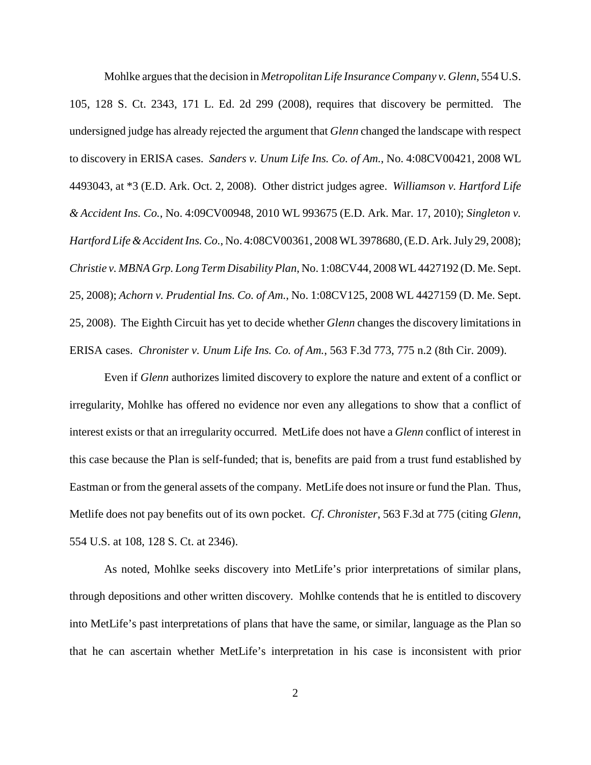Mohlke argues that the decision in *Metropolitan Life Insurance Company v. Glenn*, 554 U.S. 105, 128 S. Ct. 2343, 171 L. Ed. 2d 299 (2008), requires that discovery be permitted. The undersigned judge has already rejected the argument that *Glenn* changed the landscape with respect to discovery in ERISA cases. *Sanders v. Unum Life Ins. Co. of Am.*, No. 4:08CV00421, 2008 WL 4493043, at *3 (E.D. Ark. Oct. 2, 2008). Other district judges agree. *Williamson v. Hartford Life & Accident Ins. Co.*, No. 4:09CV00948, 2010 WL 993675 (E.D. Ark. Mar. 17, 2010); *Singleton v. Hartford Life & Accident Ins. Co.*, No. 4:08CV00361, 2008 WL 3978680, (E.D. Ark. July 29, 2008); *Christie v. MBNA Grp. Long Term Disability Plan*, No. 1:08CV44, 2008 WL 4427192 (D. Me. Sept. 25, 2008); *Achorn v. Prudential Ins. Co. of Am.*, No. 1:08CV125, 2008 WL 4427159 (D. Me. Sept. 25, 2008). The Eighth Circuit has yet to decide whether *Glenn* changes the discovery limitations in ERISA cases. *Chronister v. Unum Life Ins. Co. of Am.*, 563 F.3d 773, 775 n.2 (8th Cir. 2009).

Even if *Glenn* authorizes limited discovery to explore the nature and extent of a conflict or irregularity, Mohlke has offered no evidence nor even any allegations to show that a conflict of interest exists or that an irregularity occurred. MetLife does not have a *Glenn* conflict of interest in this case because the Plan is self-funded; that is, benefits are paid from a trust fund established by Eastman or from the general assets of the company. MetLife does not insure or fund the Plan. Thus, Metlife does not pay benefits out of its own pocket. *Cf. Chronister*, 563 F.3d at 775 (citing *Glenn*, 554 U.S. at 108, 128 S. Ct. at 2346).

As noted, Mohlke seeks discovery into MetLife's prior interpretations of similar plans, through depositions and other written discovery. Mohlke contends that he is entitled to discovery into MetLife's past interpretations of plans that have the same, or similar, language as the Plan so that he can ascertain whether MetLife's interpretation in his case is inconsistent with prior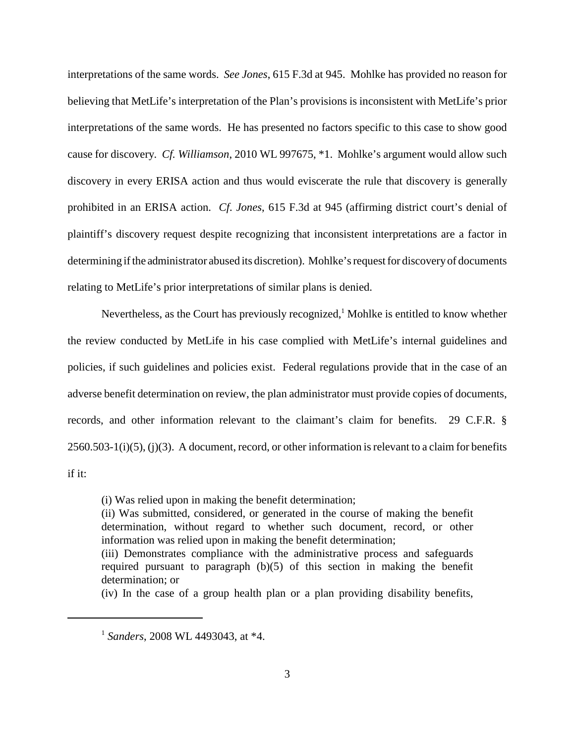interpretations of the same words. *See Jones*, 615 F.3d at 945. Mohlke has provided no reason for believing that MetLife's interpretation of the Plan's provisions is inconsistent with MetLife's prior interpretations of the same words. He has presented no factors specific to this case to show good cause for discovery. *Cf. Williamson*, 2010 WL 997675, *1. Mohlke's argument would allow such discovery in every ERISA action and thus would eviscerate the rule that discovery is generally prohibited in an ERISA action. *Cf. Jones*, 615 F.3d at 945 (affirming district court's denial of plaintiff's discovery request despite recognizing that inconsistent interpretations are a factor in determining if the administrator abused its discretion). Mohlke's request for discovery of documents relating to MetLife's prior interpretations of similar plans is denied.

Nevertheless, as the Court has previously recognized,[1] Mohlke is entitled to know whether the review conducted by MetLife in his case complied with MetLife's internal guidelines and policies, if such guidelines and policies exist. Federal regulations provide that in the case of an adverse benefit determination on review, the plan administrator must provide copies of documents, records, and other information relevant to the claimant's claim for benefits. 29 C.F.R. § 2560.503-1(i)(5), (j)(3). A document, record, or other information is relevant to a claim for benefits if it:

> (i) Was relied upon in making the benefit determination;
> (ii) Was submitted, considered, or generated in the course of making the benefit determination, without regard to whether such document, record, or other information was relied upon in making the benefit determination;
> (iii) Demonstrates compliance with the administrative process and safeguards required pursuant to paragraph (b)(5) of this section in making the benefit determination; or
> (iv) In the case of a group health plan or a plan providing disability benefits,

[1] *Sanders*, 2008 WL 4493043, at *4.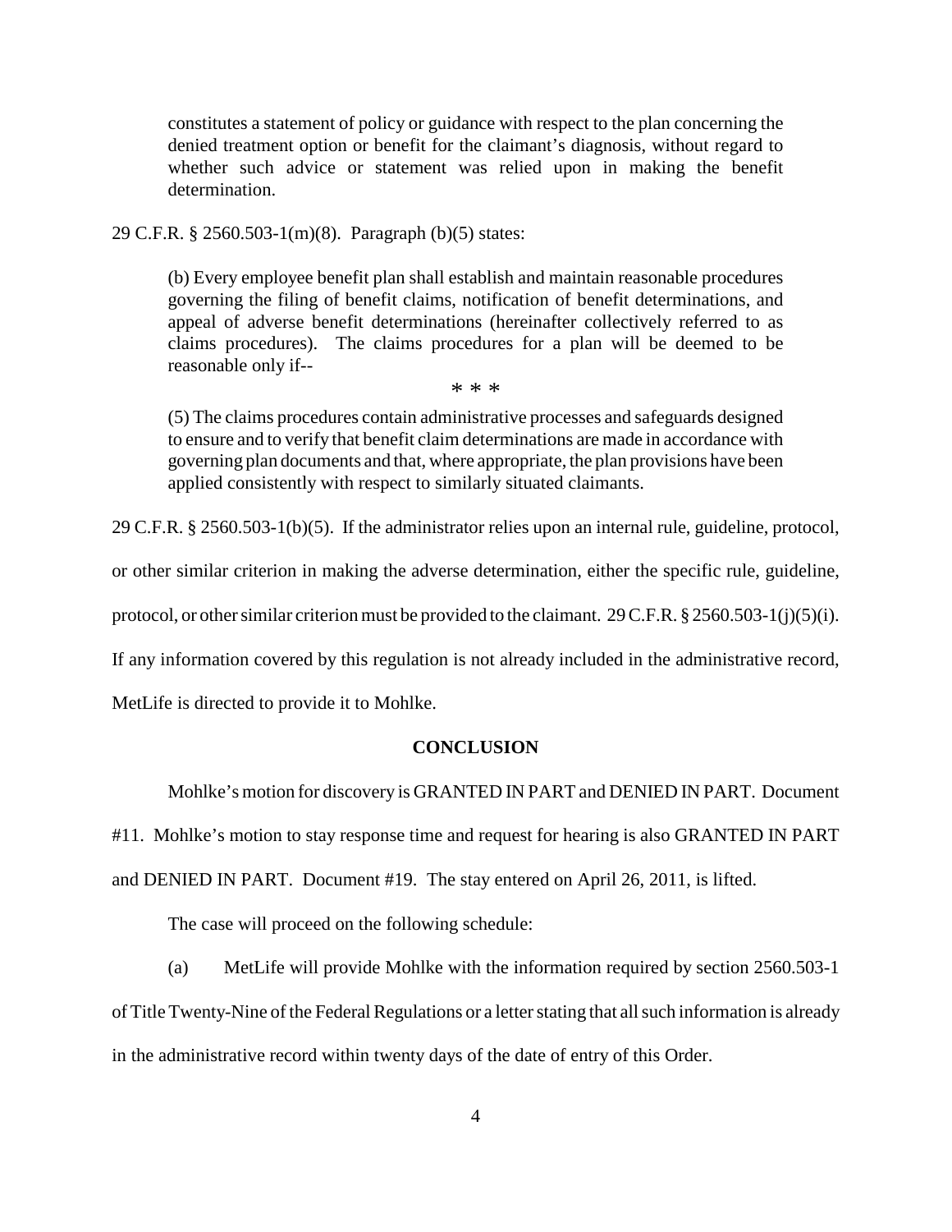> constitutes a statement of policy or guidance with respect to the plan concerning the denied treatment option or benefit for the claimant's diagnosis, without regard to whether such advice or statement was relied upon in making the benefit determination.

29 C.F.R. § 2560.503-1(m)(8). Paragraph (b)(5) states:

> (b) Every employee benefit plan shall establish and maintain reasonable procedures governing the filing of benefit claims, notification of benefit determinations, and appeal of adverse benefit determinations (hereinafter collectively referred to as claims procedures). The claims procedures for a plan will be deemed to be reasonable only if--
>
> \* \* \*
>
> (5) The claims procedures contain administrative processes and safeguards designed to ensure and to verify that benefit claim determinations are made in accordance with governing plan documents and that, where appropriate, the plan provisions have been applied consistently with respect to similarly situated claimants.

29 C.F.R. § 2560.503-1(b)(5). If the administrator relies upon an internal rule, guideline, protocol, or other similar criterion in making the adverse determination, either the specific rule, guideline, protocol, or other similar criterion must be provided to the claimant. 29 C.F.R. § 2560.503-1(j)(5)(i). If any information covered by this regulation is not already included in the administrative record, MetLife is directed to provide it to Mohlke.

## CONCLUSION

Mohlke's motion for discovery is GRANTED IN PART and DENIED IN PART. Document #11. Mohlke's motion to stay response time and request for hearing is also GRANTED IN PART and DENIED IN PART. Document #19. The stay entered on April 26, 2011, is lifted.

The case will proceed on the following schedule:

(a) MetLife will provide Mohlke with the information required by section 2560.503-1 of Title Twenty-Nine of the Federal Regulations or a letter stating that all such information is already in the administrative record within twenty days of the date of entry of this Order.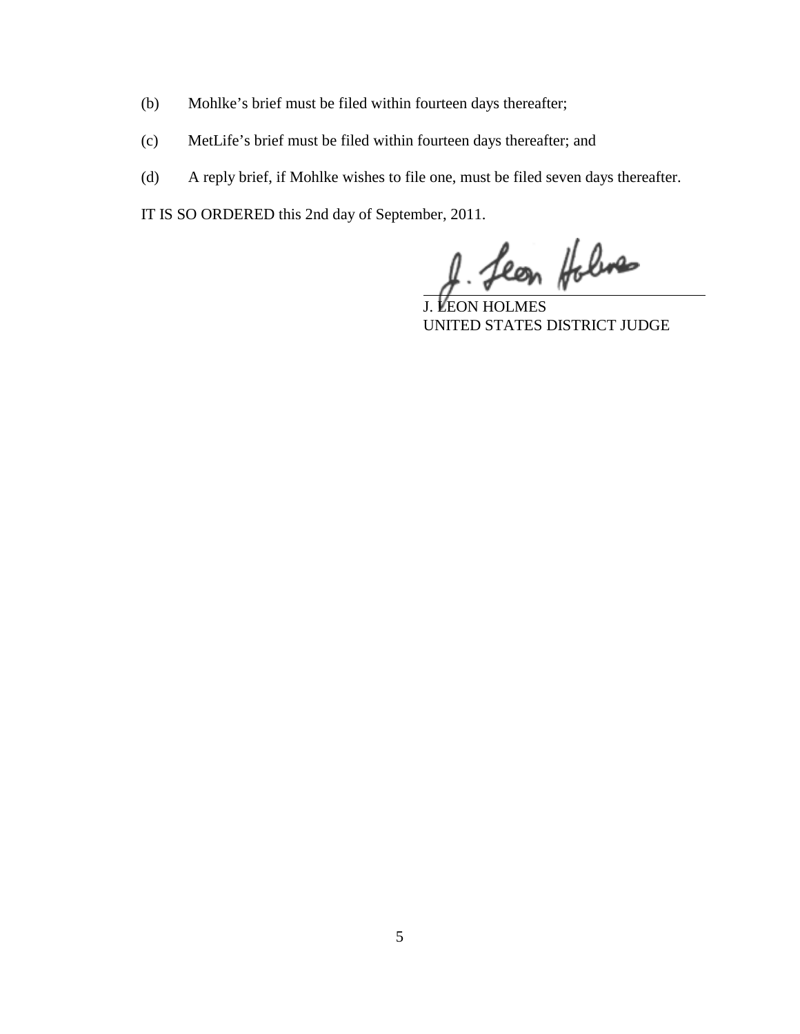(b) Mohlke's brief must be filed within fourteen days thereafter;

(c) MetLife's brief must be filed within fourteen days thereafter; and

(d) A reply brief, if Mohlke wishes to file one, must be filed seven days thereafter.

IT IS SO ORDERED this 2nd day of September, 2011.

J. LEON HOLMES
UNITED STATES DISTRICT JUDGE